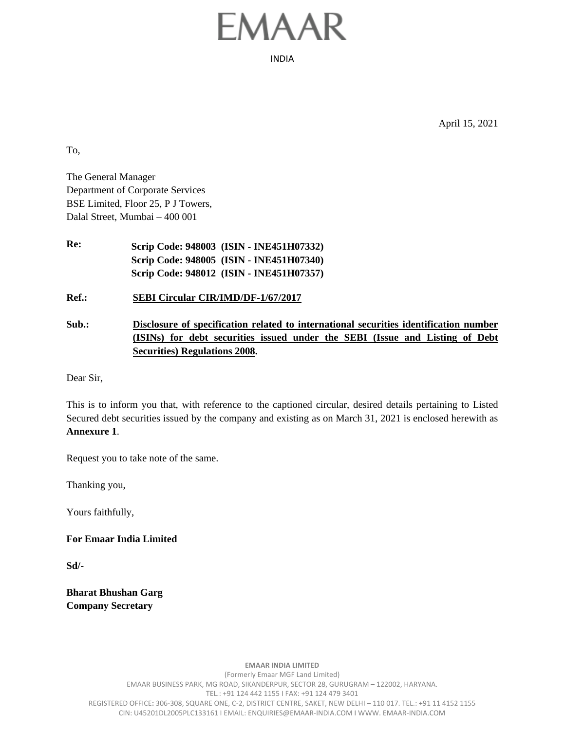# EMAAR

INDIA

April 15, 2021

To,

The General Manager
Department of Corporate Services
BSE Limited, Floor 25, P J Towers,
Dalal Street, Mumbai – 400 001

**Re:** **Scrip Code: 948003 (ISIN - INE451H07332)**
**Scrip Code: 948005 (ISIN - INE451H07340)**
**Scrip Code: 948012 (ISIN - INE451H07357)**

**Ref.:** **SEBI Circular CIR/IMD/DF-1/67/2017**

**Sub.:** **Disclosure of specification related to international securities identification number (ISINs) for debt securities issued under the SEBI (Issue and Listing of Debt Securities) Regulations 2008.**

Dear Sir,

This is to inform you that, with reference to the captioned circular, desired details pertaining to Listed Secured debt securities issued by the company and existing as on March 31, 2021 is enclosed herewith as **Annexure 1**.

Request you to take note of the same.

Thanking you,

Yours faithfully,

**For Emaar India Limited**

**Sd/-**

**Bharat Bhushan Garg**
**Company Secretary**

**EMAAR INDIA LIMITED**
(Formerly Emaar MGF Land Limited)
EMAAR BUSINESS PARK, MG ROAD, SIKANDERPUR, SECTOR 28, GURUGRAM – 122002, HARYANA.
TEL.: +91 124 442 1155 I FAX: +91 124 479 3401
REGISTERED OFFICE: 306-308, SQUARE ONE, C-2, DISTRICT CENTRE, SAKET, NEW DELHI – 110 017. TEL.: +91 11 4152 1155
CIN: U45201DL2005PLC133161 I EMAIL: ENQUIRIES@EMAAR-INDIA.COM I WWW. EMAAR-INDIA.COM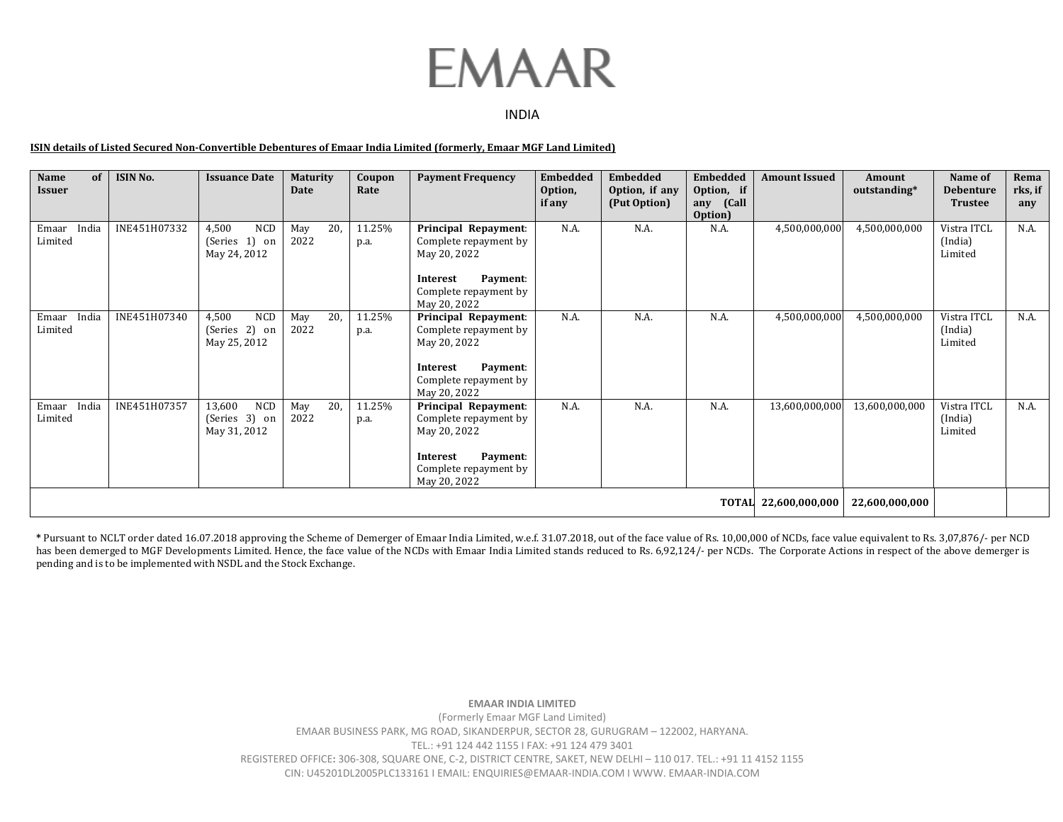# EMAAR

INDIA

**ISIN details of Listed Secured Non-Convertible Debentures of Emaar India Limited (formerly, Emaar MGF Land Limited)**

| Name of Issuer | ISIN No. | Issuance Date | Maturity Date | Coupon Rate | Payment Frequency | Embedded Option, if any | Embedded Option, if any (Put Option) | Embedded Option, if any (Call Option) | Amount Issued | Amount outstanding* | Name of Debenture Trustee | Remarks, if any |
|---|---|---|---|---|---|---|---|---|---|---|---|---|
| Emaar India Limited | INE451H07332 | 4,500 NCD (Series 1) on May 24, 2012 | May 20, 2022 | 11.25% p.a. | **Principal Repayment**: Complete repayment by May 20, 2022<br><br>**Interest Payment**: Complete repayment by May 20, 2022 | N.A. | N.A. | N.A. | 4,500,000,000 | 4,500,000,000 | Vistra ITCL (India) Limited | N.A. |
| Emaar India Limited | INE451H07340 | 4,500 NCD (Series 2) on May 25, 2012 | May 20, 2022 | 11.25% p.a. | **Principal Repayment**: Complete repayment by May 20, 2022<br><br>**Interest Payment**: Complete repayment by May 20, 2022 | N.A. | N.A. | N.A. | 4,500,000,000 | 4,500,000,000 | Vistra ITCL (India) Limited | N.A. |
| Emaar India Limited | INE451H07357 | 13,600 NCD (Series 3) on May 31, 2012 | May 20, 2022 | 11.25% p.a. | **Principal Repayment**: Complete repayment by May 20, 2022<br><br>**Interest Payment**: Complete repayment by May 20, 2022 | N.A. | N.A. | N.A. | 13,600,000,000 | 13,600,000,000 | Vistra ITCL (India) Limited | N.A. |
| | | | | | | | | **TOTAL** | **22,600,000,000** | **22,600,000,000** | | |

**\*** Pursuant to NCLT order dated 16.07.2018 approving the Scheme of Demerger of Emaar India Limited, w.e.f. 31.07.2018, out of the face value of Rs. 10,00,000 of NCDs, face value equivalent to Rs. 3,07,876/- per NCD has been demerged to MGF Developments Limited. Hence, the face value of the NCDs with Emaar India Limited stands reduced to Rs. 6,92,124/- per NCDs. The Corporate Actions in respect of the above demerger is pending and is to be implemented with NSDL and the Stock Exchange.

**EMAAR INDIA LIMITED**
(Formerly Emaar MGF Land Limited)
EMAAR BUSINESS PARK, MG ROAD, SIKANDERPUR, SECTOR 28, GURUGRAM – 122002, HARYANA.
TEL.: +91 124 442 1155 I FAX: +91 124 479 3401
REGISTERED OFFICE: 306-308, SQUARE ONE, C-2, DISTRICT CENTRE, SAKET, NEW DELHI – 110 017. TEL.: +91 11 4152 1155
CIN: U45201DL2005PLC133161 I EMAIL: ENQUIRIES@EMAAR-INDIA.COM I WWW. EMAAR-INDIA.COM